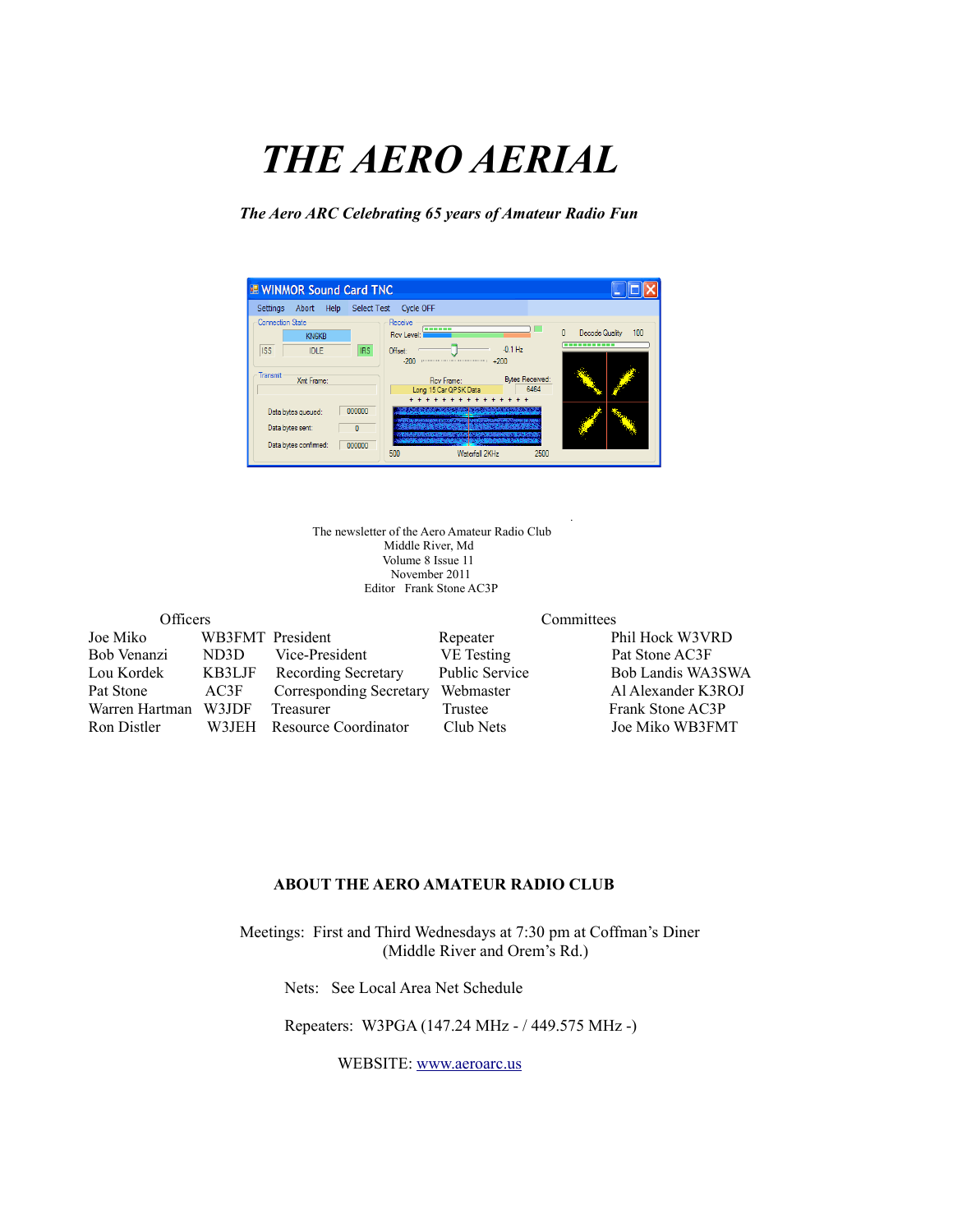# THE AERO AERIAL

***The Aero ARC Celebrating 65 years of Amateur Radio Fun***

The newsletter of the Aero Amateur Radio Club
Middle River, Md
Volume 8 Issue 11
November 2011
Editor Frank Stone AC3P

| Officers | | | Committees | |
|---|---|---|---|---|
| Joe Miko | WB3FMT | President | Repeater | Phil Hock W3VRD |
| Bob Venanzi | ND3D | Vice-President | VE Testing | Pat Stone AC3F |
| Lou Kordek | KB3LJF | Recording Secretary | Public Service | Bob Landis WA3SWA |
| Pat Stone | AC3F | Corresponding Secretary | Webmaster | Al Alexander K3ROJ |
| Warren Hartman | W3JDF | Treasurer | Trustee | Frank Stone AC3P |
| Ron Distler | W3JEH | Resource Coordinator | Club Nets | Joe Miko WB3FMT |

## ABOUT THE AERO AMATEUR RADIO CLUB

Meetings: First and Third Wednesdays at 7:30 pm at Coffman's Diner (Middle River and Orem's Rd.)

Nets: See Local Area Net Schedule

Repeaters: W3PGA (147.24 MHz - / 449.575 MHz -)

WEBSITE: www.aeroarc.us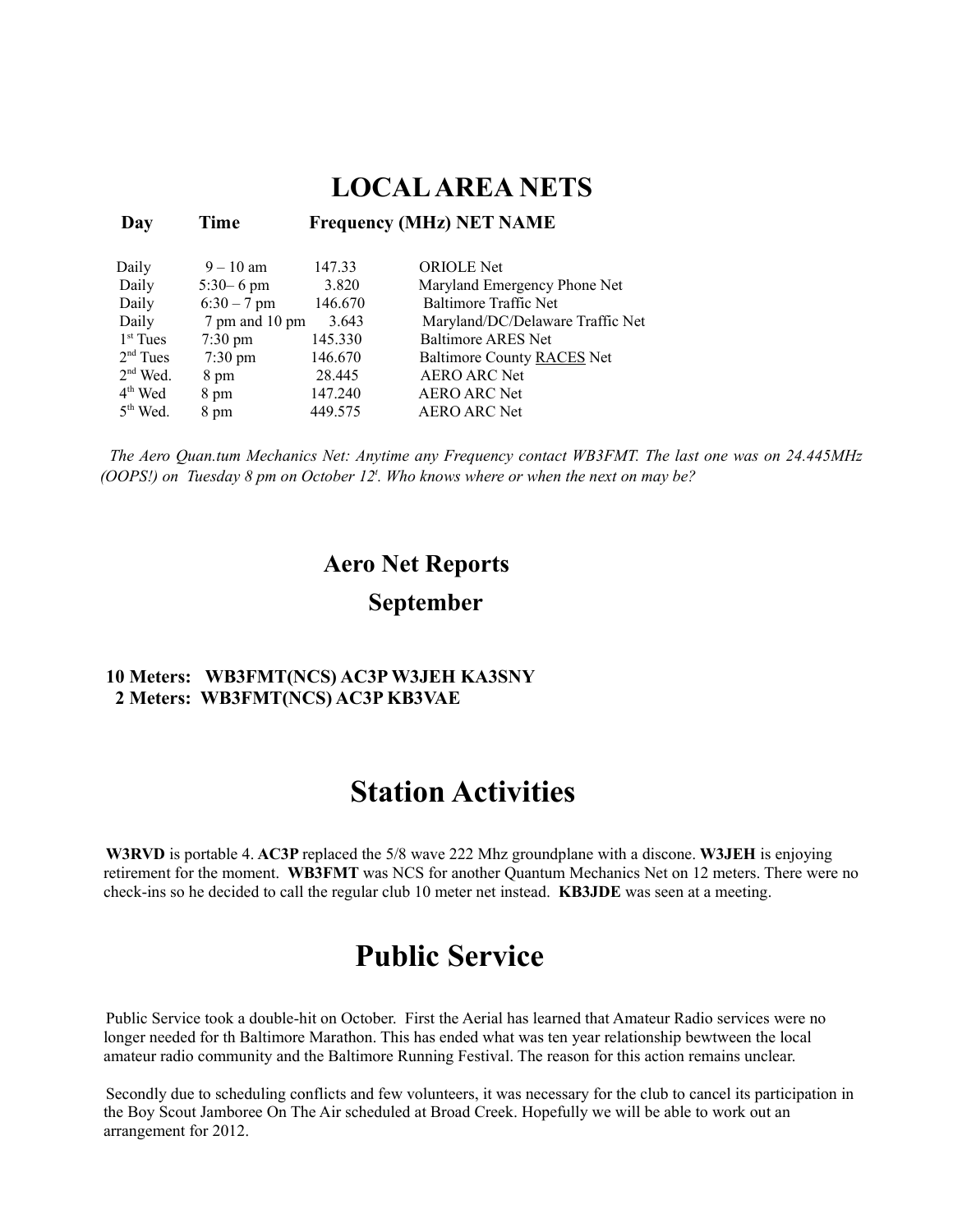# LOCAL AREA NETS

| Day | Time | Frequency (MHz) | NET NAME |
|---|---|---|---|
| Daily | 9 – 10 am | 147.33 | ORIOLE Net |
| Daily | 5:30– 6 pm | 3.820 | Maryland Emergency Phone Net |
| Daily | 6:30 – 7 pm | 146.670 | Baltimore Traffic Net |
| Daily | 7 pm and 10 pm | 3.643 | Maryland/DC/Delaware Traffic Net |
| 1st Tues | 7:30 pm | 145.330 | Baltimore ARES Net |
| 2nd Tues | 7:30 pm | 146.670 | Baltimore County RACES Net |
| 2nd Wed. | 8 pm | 28.445 | AERO ARC Net |
| 4th Wed | 8 pm | 147.240 | AERO ARC Net |
| 5th Wed. | 8 pm | 449.575 | AERO ARC Net |

*The Aero Quan.tum Mechanics Net: Anytime any Frequency contact WB3FMT. The last one was on 24.445MHz (OOPS!) on Tuesday 8 pm on October 12t. Who knows where or when the next on may be?*

## Aero Net Reports

## September

**10 Meters: WB3FMT(NCS) AC3P W3JEH KA3SNY**
**2 Meters: WB3FMT(NCS) AC3P KB3VAE**

# Station Activities

**W3RVD** is portable 4. **AC3P** replaced the 5/8 wave 222 Mhz groundplane with a discone. **W3JEH** is enjoying retirement for the moment. **WB3FMT** was NCS for another Quantum Mechanics Net on 12 meters. There were no check-ins so he decided to call the regular club 10 meter net instead. **KB3JDE** was seen at a meeting.

# Public Service

Public Service took a double-hit on October. First the Aerial has learned that Amateur Radio services were no longer needed for th Baltimore Marathon. This has ended what was ten year relationship bewtween the local amateur radio community and the Baltimore Running Festival. The reason for this action remains unclear.

Secondly due to scheduling conflicts and few volunteers, it was necessary for the club to cancel its participation in the Boy Scout Jamboree On The Air scheduled at Broad Creek. Hopefully we will be able to work out an arrangement for 2012.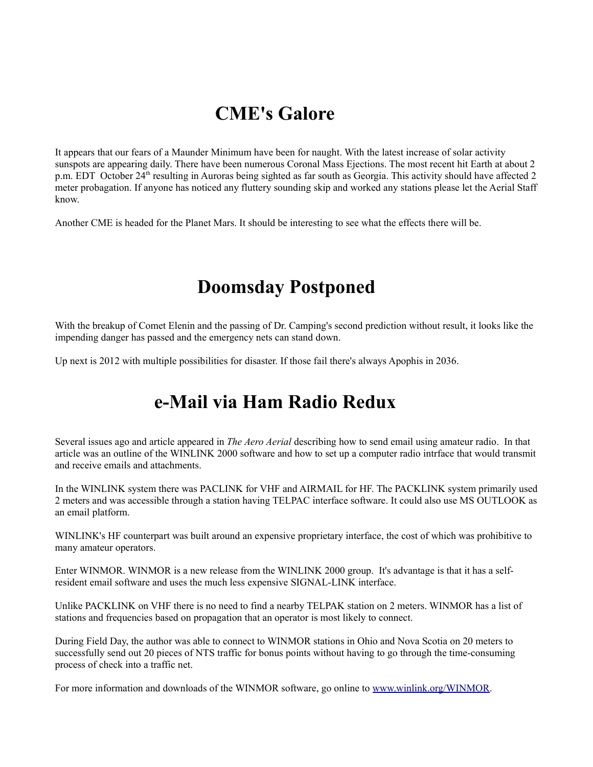# CME's Galore

It appears that our fears of a Maunder Minimum have been for naught. With the latest increase of solar activity sunspots are appearing daily. There have been numerous Coronal Mass Ejections. The most recent hit Earth at about 2 p.m. EDT October 24th resulting in Auroras being sighted as far south as Georgia. This activity should have affected 2 meter probagation. If anyone has noticed any fluttery sounding skip and worked any stations please let the Aerial Staff know.

Another CME is headed for the Planet Mars. It should be interesting to see what the effects there will be.

# Doomsday Postponed

With the breakup of Comet Elenin and the passing of Dr. Camping's second prediction without result, it looks like the impending danger has passed and the emergency nets can stand down.

Up next is 2012 with multiple possibilities for disaster. If those fail there's always Apophis in 2036.

# e-Mail via Ham Radio Redux

Several issues ago and article appeared in *The Aero Aerial* describing how to send email using amateur radio. In that article was an outline of the WINLINK 2000 software and how to set up a computer radio intrface that would transmit and receive emails and attachments.

In the WINLINK system there was PACLINK for VHF and AIRMAIL for HF. The PACKLINK system primarily used 2 meters and was accessible through a station having TELPAC interface software. It could also use MS OUTLOOK as an email platform.

WINLINK's HF counterpart was built around an expensive proprietary interface, the cost of which was prohibitive to many amateur operators.

Enter WINMOR. WINMOR is a new release from the WINLINK 2000 group. It's advantage is that it has a self-resident email software and uses the much less expensive SIGNAL-LINK interface.

Unlike PACKLINK on VHF there is no need to find a nearby TELPAK station on 2 meters. WINMOR has a list of stations and frequencies based on propagation that an operator is most likely to connect.

During Field Day, the author was able to connect to WINMOR stations in Ohio and Nova Scotia on 20 meters to successfully send out 20 pieces of NTS traffic for bonus points without having to go through the time-consuming process of check into a traffic net.

For more information and downloads of the WINMOR software, go online to [www.winlink.org/WINMOR](http://www.winlink.org/WINMOR).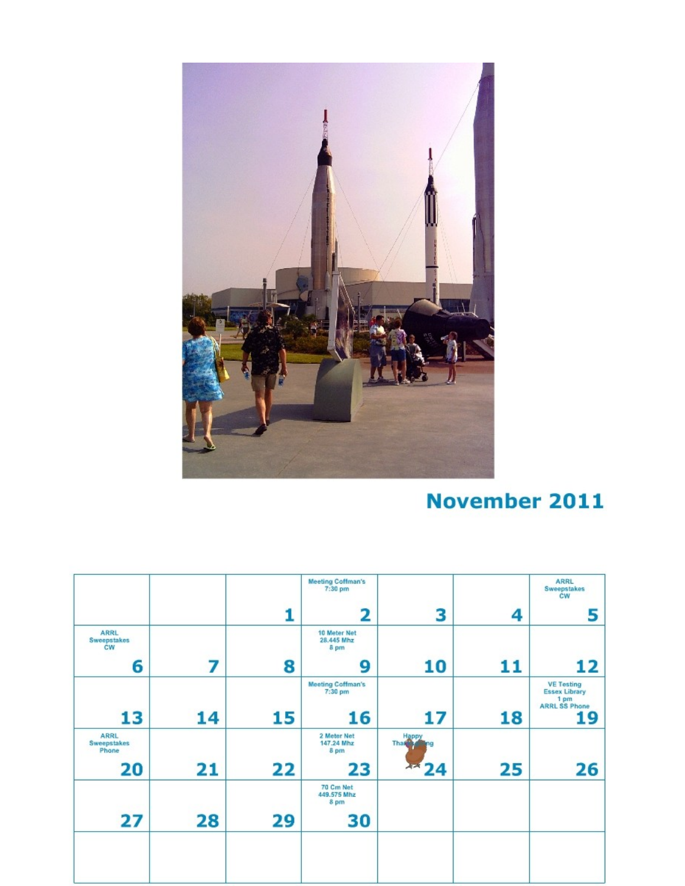## November 2011

| | | | | | | |
|---|---|---|---|---|---|---|
| | | 1 | Meeting Coffman's 7:30 pm 2 | 3 | 4 | ARRL Sweepstakes CW 5 |
| ARRL Sweepstakes CW 6 | 7 | 8 | 10 Meter Net 28.445 Mhz 8 pm 9 | 10 | 11 | 12 |
| 13 | 14 | 15 | Meeting Coffman's 7:30 pm 16 | 17 | 18 | VE Testing Essex Library 1 pm ARRL SS Phone 19 |
| ARRL Sweepstakes Phone 20 | 21 | 22 | 2 Meter Net 147.24 Mhz 8 pm 23 | Happy Thanksgiving 24 | 25 | 26 |
| 27 | 28 | 29 | 70 Cm Net 449.575 Mhz 8 pm 30 | | | |
| | | | | | | |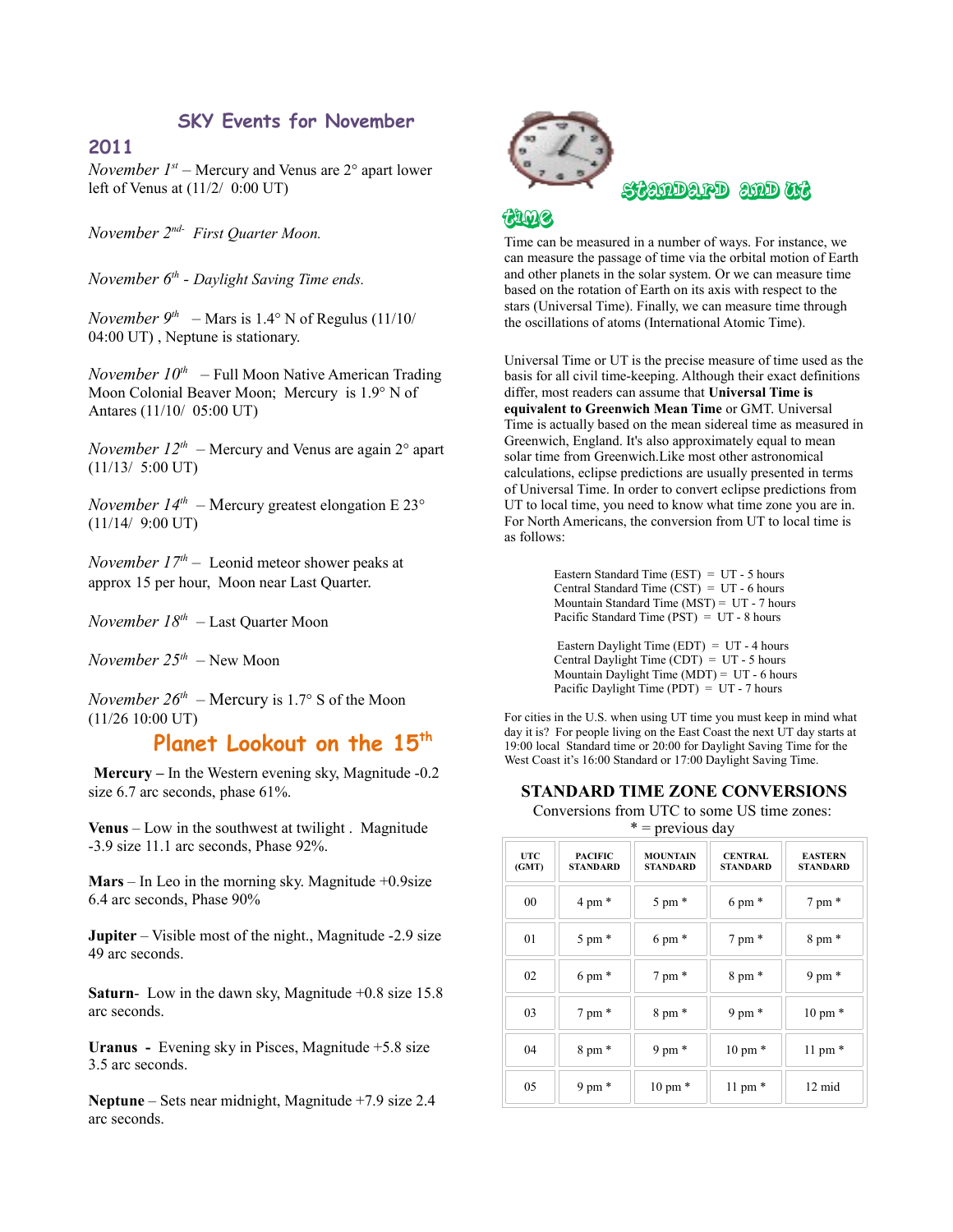## SKY Events for November 2011

*November 1st* – Mercury and Venus are 2° apart lower left of Venus at (11/2/ 0:00 UT)

*November 2nd- First Quarter Moon.*

*November 6th - Daylight Saving Time ends.*

*November 9th* – Mars is 1.4° N of Regulus (11/10/ 04:00 UT) , Neptune is stationary.

*November 10th* – Full Moon Native American Trading Moon Colonial Beaver Moon; Mercury is 1.9° N of Antares (11/10/ 05:00 UT)

*November 12th* – Mercury and Venus are again 2° apart (11/13/ 5:00 UT)

*November 14th* – Mercury greatest elongation E 23° (11/14/ 9:00 UT)

*November 17th* – Leonid meteor shower peaks at approx 15 per hour, Moon near Last Quarter.

*November 18th* – Last Quarter Moon

*November 25th* – New Moon

*November 26th* – Mercury is 1.7° S of the Moon (11/26 10:00 UT)

## Planet Lookout on the 15th

**Mercury –** In the Western evening sky, Magnitude -0.2 size 6.7 arc seconds, phase 61%.

**Venus** – Low in the southwest at twilight . Magnitude -3.9 size 11.1 arc seconds, Phase 92%.

**Mars** – In Leo in the morning sky. Magnitude +0.9size 6.4 arc seconds, Phase 90%

**Jupiter** – Visible most of the night., Magnitude -2.9 size 49 arc seconds.

**Saturn**- Low in the dawn sky, Magnitude +0.8 size 15.8 arc seconds.

**Uranus -** Evening sky in Pisces, Magnitude +5.8 size 3.5 arc seconds.

**Neptune** – Sets near midnight, Magnitude +7.9 size 2.4 arc seconds.

## Standard and UT time

Time can be measured in a number of ways. For instance, we can measure the passage of time via the orbital motion of Earth and other planets in the solar system. Or we can measure time based on the rotation of Earth on its axis with respect to the stars (Universal Time). Finally, we can measure time through the oscillations of atoms (International Atomic Time).

Universal Time or UT is the precise measure of time used as the basis for all civil time-keeping. Although their exact definitions differ, most readers can assume that **Universal Time is equivalent to Greenwich Mean Time** or GMT. Universal Time is actually based on the mean sidereal time as measured in Greenwich, England. It's also approximately equal to mean solar time from Greenwich.Like most other astronomical calculations, eclipse predictions are usually presented in terms of Universal Time. In order to convert eclipse predictions from UT to local time, you need to know what time zone you are in. For North Americans, the conversion from UT to local time is as follows:

Eastern Standard Time (EST) = UT - 5 hours
Central Standard Time (CST) = UT - 6 hours
Mountain Standard Time (MST) = UT - 7 hours
Pacific Standard Time (PST) = UT - 8 hours

Eastern Daylight Time (EDT) = UT - 4 hours
Central Daylight Time (CDT) = UT - 5 hours
Mountain Daylight Time (MDT) = UT - 6 hours
Pacific Daylight Time (PDT) = UT - 7 hours

For cities in the U.S. when using UT time you must keep in mind what day it is? For people living on the East Coast the next UT day starts at 19:00 local Standard time or 20:00 for Daylight Saving Time for the West Coast it's 16:00 Standard or 17:00 Daylight Saving Time.

### STANDARD TIME ZONE CONVERSIONS

Conversions from UTC to some US time zones:
* = previous day

| UTC (GMT) | PACIFIC STANDARD | MOUNTAIN STANDARD | CENTRAL STANDARD | EASTERN STANDARD |
|---|---|---|---|---|
| 00 | 4 pm * | 5 pm * | 6 pm * | 7 pm * |
| 01 | 5 pm * | 6 pm * | 7 pm * | 8 pm * |
| 02 | 6 pm * | 7 pm * | 8 pm * | 9 pm * |
| 03 | 7 pm * | 8 pm * | 9 pm * | 10 pm * |
| 04 | 8 pm * | 9 pm * | 10 pm * | 11 pm * |
| 05 | 9 pm * | 10 pm * | 11 pm * | 12 mid |